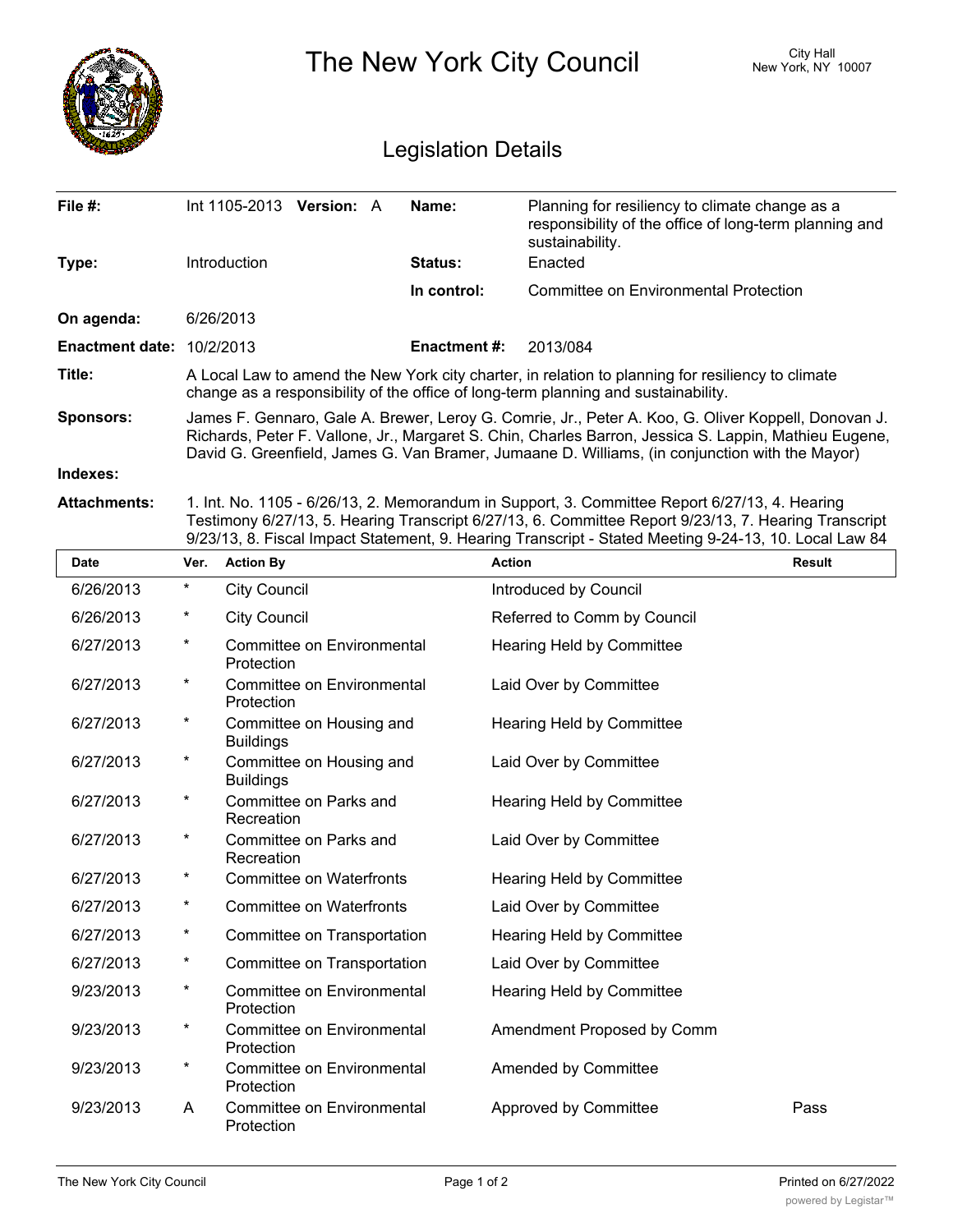# The New York City Council

City Hall
New York, NY 10007

## Legislation Details

| | | | |
|---|---|---|---|
| **File #:** | Int 1105-2013 **Version:** A | **Name:** | Planning for resiliency to climate change as a responsibility of the office of long-term planning and sustainability. |
| **Type:** | Introduction | **Status:** | Enacted |
| | | **In control:** | Committee on Environmental Protection |
| **On agenda:** | 6/26/2013 | | |
| **Enactment date:** | 10/2/2013 | **Enactment #:** | 2013/084 |

**Title:** A Local Law to amend the New York city charter, in relation to planning for resiliency to climate change as a responsibility of the office of long-term planning and sustainability.

**Sponsors:** James F. Gennaro, Gale A. Brewer, Leroy G. Comrie, Jr., Peter A. Koo, G. Oliver Koppell, Donovan J. Richards, Peter F. Vallone, Jr., Margaret S. Chin, Charles Barron, Jessica S. Lappin, Mathieu Eugene, David G. Greenfield, James G. Van Bramer, Jumaane D. Williams, (in conjunction with the Mayor)

**Indexes:**

**Attachments:** 1. Int. No. 1105 - 6/26/13, 2. Memorandum in Support, 3. Committee Report 6/27/13, 4. Hearing Testimony 6/27/13, 5. Hearing Transcript 6/27/13, 6. Committee Report 9/23/13, 7. Hearing Transcript 9/23/13, 8. Fiscal Impact Statement, 9. Hearing Transcript - Stated Meeting 9-24-13, 10. Local Law 84

| Date | Ver. | Action By | Action | Result |
|---|---|---|---|---|
| 6/26/2013 | * | City Council | Introduced by Council | |
| 6/26/2013 | * | City Council | Referred to Comm by Council | |
| 6/27/2013 | * | Committee on Environmental Protection | Hearing Held by Committee | |
| 6/27/2013 | * | Committee on Environmental Protection | Laid Over by Committee | |
| 6/27/2013 | * | Committee on Housing and Buildings | Hearing Held by Committee | |
| 6/27/2013 | * | Committee on Housing and Buildings | Laid Over by Committee | |
| 6/27/2013 | * | Committee on Parks and Recreation | Hearing Held by Committee | |
| 6/27/2013 | * | Committee on Parks and Recreation | Laid Over by Committee | |
| 6/27/2013 | * | Committee on Waterfronts | Hearing Held by Committee | |
| 6/27/2013 | * | Committee on Waterfronts | Laid Over by Committee | |
| 6/27/2013 | * | Committee on Transportation | Hearing Held by Committee | |
| 6/27/2013 | * | Committee on Transportation | Laid Over by Committee | |
| 9/23/2013 | * | Committee on Environmental Protection | Hearing Held by Committee | |
| 9/23/2013 | * | Committee on Environmental Protection | Amendment Proposed by Comm | |
| 9/23/2013 | * | Committee on Environmental Protection | Amended by Committee | |
| 9/23/2013 | A | Committee on Environmental Protection | Approved by Committee | Pass |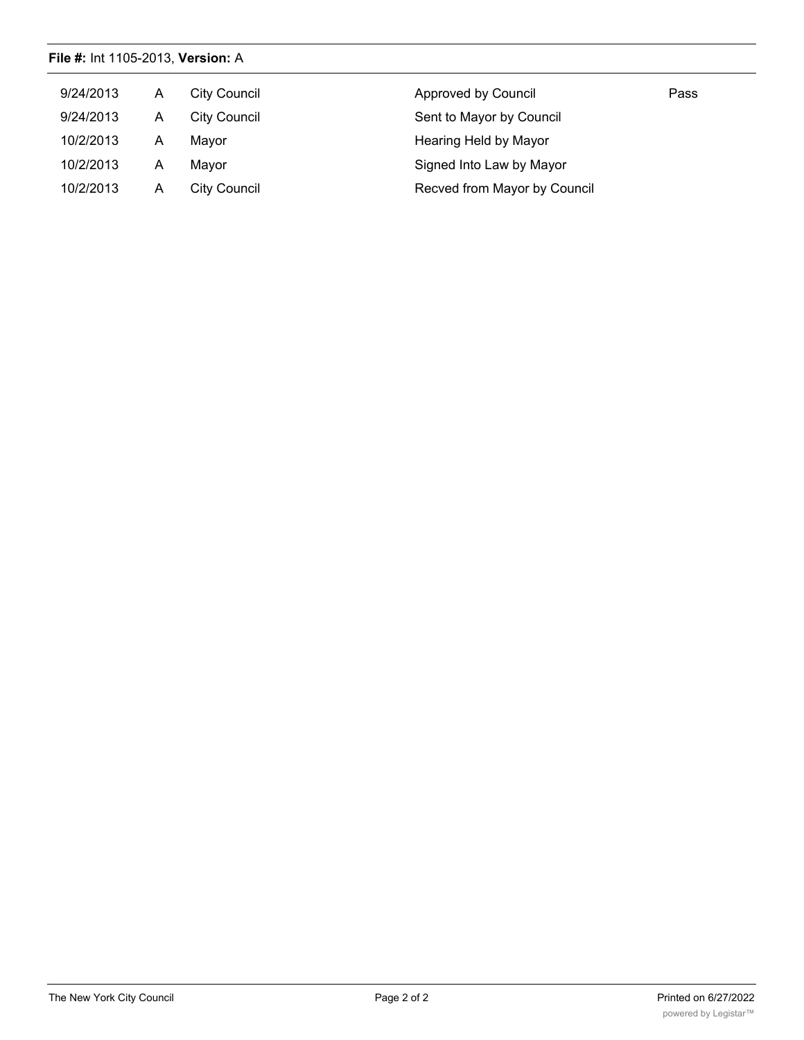**File #:** Int 1105-2013, **Version:** A

| | | | | |
|---|---|---|---|---|
| 9/24/2013 | A | City Council | Approved by Council | Pass |
| 9/24/2013 | A | City Council | Sent to Mayor by Council | |
| 10/2/2013 | A | Mayor | Hearing Held by Mayor | |
| 10/2/2013 | A | Mayor | Signed Into Law by Mayor | |
| 10/2/2013 | A | City Council | Recved from Mayor by Council | |